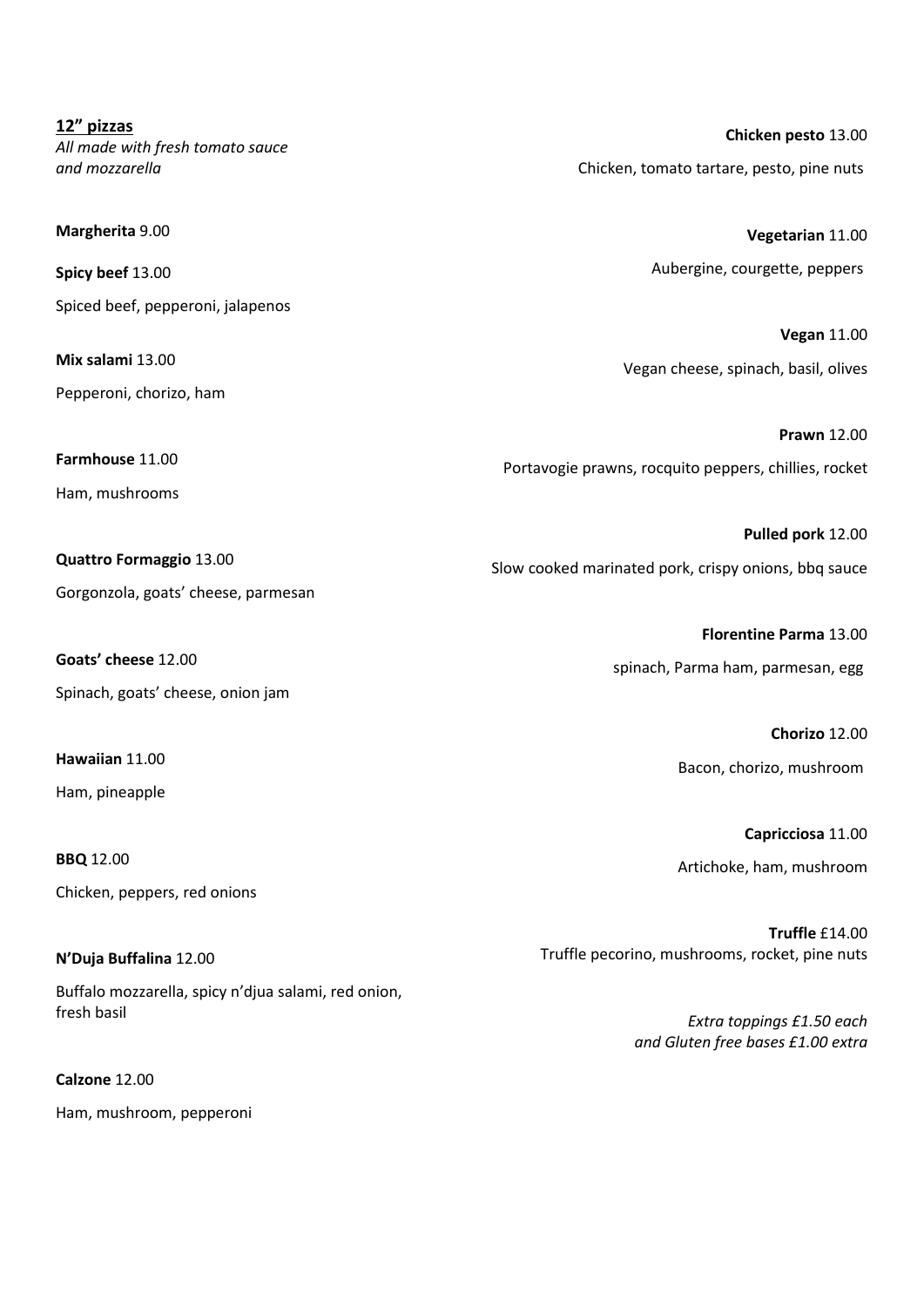**12" pizzas**

*All made with fresh tomato sauce and mozzarella*

**Margherita** 9.00

**Spicy beef** 13.00

Spiced beef, pepperoni, jalapenos

**Mix salami** 13.00

Pepperoni, chorizo, ham

**Farmhouse** 11.00

Ham, mushrooms

**Quattro Formaggio** 13.00

Gorgonzola, goats' cheese, parmesan

**Goats' cheese** 12.00

Spinach, goats' cheese, onion jam

**Hawaiian** 11.00

Ham, pineapple

**BBQ** 12.00

Chicken, peppers, red onions

**N'Duja Buffalina** 12.00

Buffalo mozzarella, spicy n'djua salami, red onion, fresh basil

**Calzone** 12.00

Ham, mushroom, pepperoni

**Chicken pesto** 13.00

Chicken, tomato tartare, pesto, pine nuts

**Vegetarian** 11.00

Aubergine, courgette, peppers

**Vegan** 11.00

Vegan cheese, spinach, basil, olives

**Prawn** 12.00

Portavogie prawns, rocquito peppers, chillies, rocket

**Pulled pork** 12.00

Slow cooked marinated pork, crispy onions, bbq sauce

**Florentine Parma** 13.00

spinach, Parma ham, parmesan, egg

**Chorizo** 12.00

Bacon, chorizo, mushroom

**Capricciosa** 11.00

Artichoke, ham, mushroom

**Truffle** £14.00

Truffle pecorino, mushrooms, rocket, pine nuts

*Extra toppings £1.50 each and Gluten free bases £1.00 extra*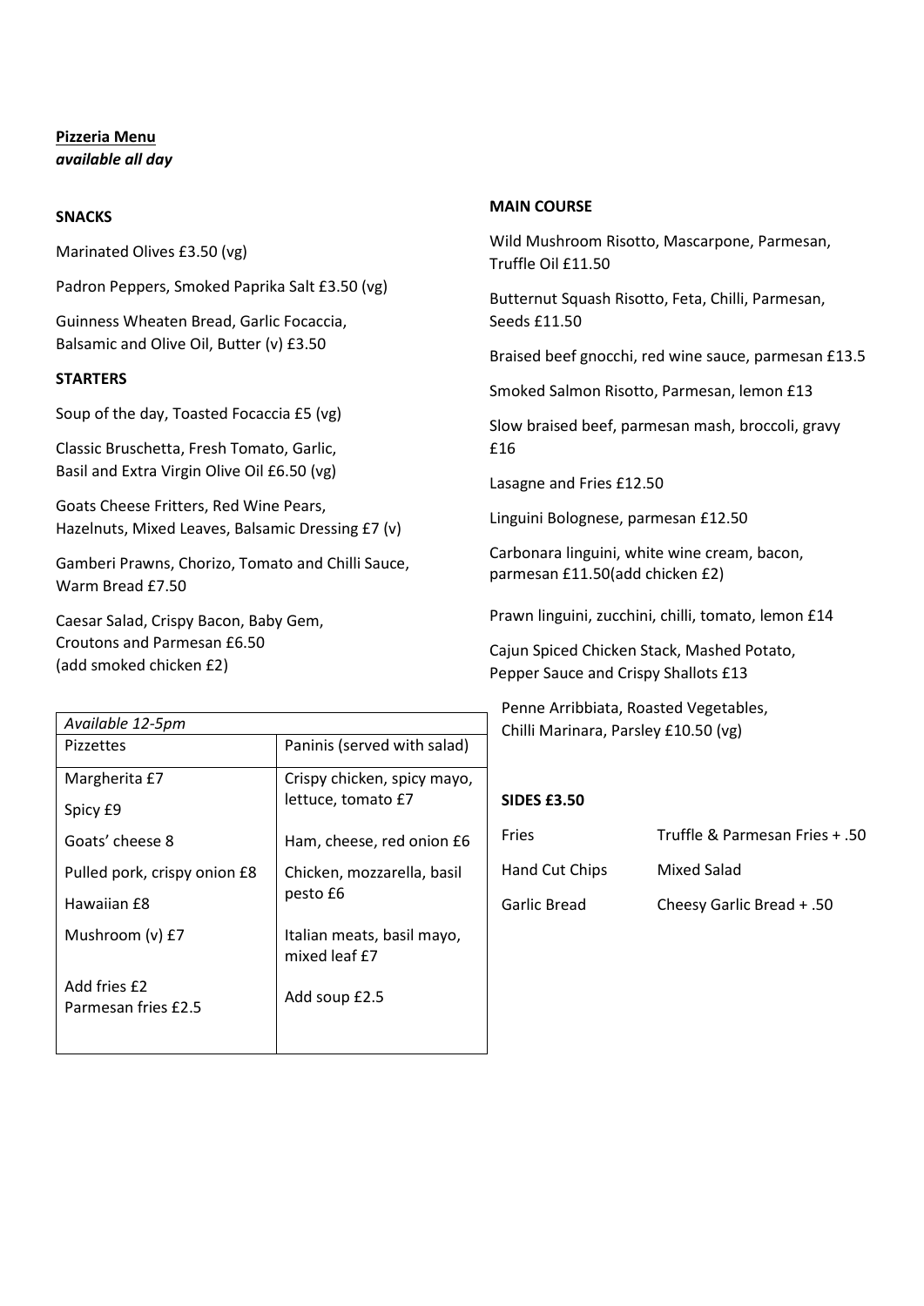**<u>Pizzeria Menu</u>**
***available all day***

**SNACKS**

Marinated Olives £3.50 (vg)

Padron Peppers, Smoked Paprika Salt £3.50 (vg)

Guinness Wheaten Bread, Garlic Focaccia, Balsamic and Olive Oil, Butter (v) £3.50

**STARTERS**

Soup of the day, Toasted Focaccia £5 (vg)

Classic Bruschetta, Fresh Tomato, Garlic, Basil and Extra Virgin Olive Oil £6.50 (vg)

Goats Cheese Fritters, Red Wine Pears, Hazelnuts, Mixed Leaves, Balsamic Dressing £7 (v)

Gamberi Prawns, Chorizo, Tomato and Chilli Sauce, Warm Bread £7.50

Caesar Salad, Crispy Bacon, Baby Gem, Croutons and Parmesan £6.50
(add smoked chicken £2)

| *Available 12-5pm* | |
|---|---|
| Pizzettes | Paninis (served with salad) |
| Margherita £7 | Crispy chicken, spicy mayo, lettuce, tomato £7 |
| Spicy £9 | |
| Goats' cheese 8 | Ham, cheese, red onion £6 |
| Pulled pork, crispy onion £8 | Chicken, mozzarella, basil pesto £6 |
| Hawaiian £8 | |
| Mushroom (v) £7 | Italian meats, basil mayo, mixed leaf £7 |
| Add fries £2<br>Parmesan fries £2.5 | Add soup £2.5 |

**MAIN COURSE**

Wild Mushroom Risotto, Mascarpone, Parmesan, Truffle Oil £11.50

Butternut Squash Risotto, Feta, Chilli, Parmesan, Seeds £11.50

Braised beef gnocchi, red wine sauce, parmesan £13.5

Smoked Salmon Risotto, Parmesan, lemon £13

Slow braised beef, parmesan mash, broccoli, gravy £16

Lasagne and Fries £12.50

Linguini Bolognese, parmesan £12.50

Carbonara linguini, white wine cream, bacon, parmesan £11.50(add chicken £2)

Prawn linguini, zucchini, chilli, tomato, lemon £14

Cajun Spiced Chicken Stack, Mashed Potato, Pepper Sauce and Crispy Shallots £13

Penne Arribbiata, Roasted Vegetables, Chilli Marinara, Parsley £10.50 (vg)

**SIDES £3.50**

| | |
|---|---|
| Fries | Truffle & Parmesan Fries + .50 |
| Hand Cut Chips | Mixed Salad |
| Garlic Bread | Cheesy Garlic Bread + .50 |